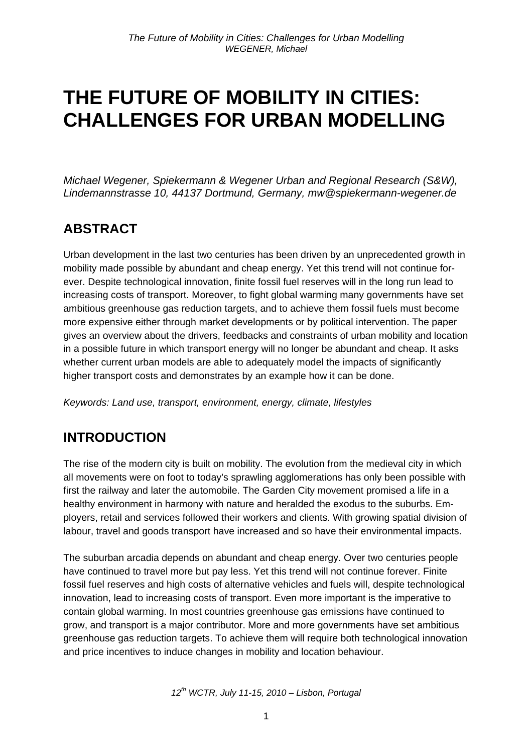# THE FUTURE OF MOBILITY IN CITIES: CHALLENGES FOR URBAN MODELLING

*Michael Wegener, Spiekermann & Wegener Urban and Regional Research (S&W), Lindemannstrasse 10, 44137 Dortmund, Germany, mw@spiekermann-wegener.de*

## ABSTRACT

Urban development in the last two centuries has been driven by an unprecedented growth in mobility made possible by abundant and cheap energy. Yet this trend will not continue forever. Despite technological innovation, finite fossil fuel reserves will in the long run lead to increasing costs of transport. Moreover, to fight global warming many governments have set ambitious greenhouse gas reduction targets, and to achieve them fossil fuels must become more expensive either through market developments or by political intervention. The paper gives an overview about the drivers, feedbacks and constraints of urban mobility and location in a possible future in which transport energy will no longer be abundant and cheap. It asks whether current urban models are able to adequately model the impacts of significantly higher transport costs and demonstrates by an example how it can be done.

*Keywords: Land use, transport, environment, energy, climate, lifestyles*

## INTRODUCTION

The rise of the modern city is built on mobility. The evolution from the medieval city in which all movements were on foot to today's sprawling agglomerations has only been possible with first the railway and later the automobile. The Garden City movement promised a life in a healthy environment in harmony with nature and heralded the exodus to the suburbs. Employers, retail and services followed their workers and clients. With growing spatial division of labour, travel and goods transport have increased and so have their environmental impacts.

The suburban arcadia depends on abundant and cheap energy. Over two centuries people have continued to travel more but pay less. Yet this trend will not continue forever. Finite fossil fuel reserves and high costs of alternative vehicles and fuels will, despite technological innovation, lead to increasing costs of transport. Even more important is the imperative to contain global warming. In most countries greenhouse gas emissions have continued to grow, and transport is a major contributor. More and more governments have set ambitious greenhouse gas reduction targets. To achieve them will require both technological innovation and price incentives to induce changes in mobility and location behaviour.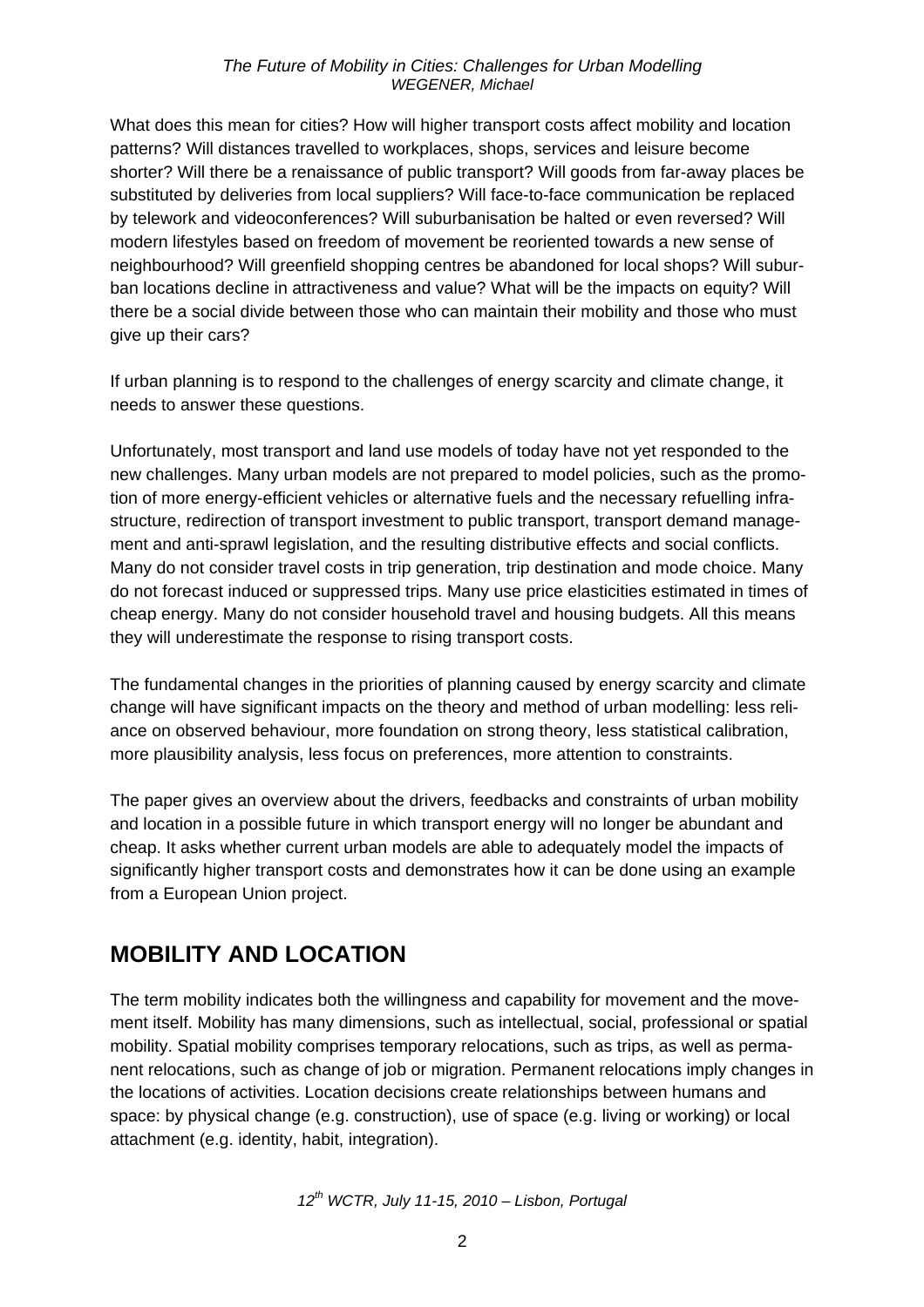What does this mean for cities? How will higher transport costs affect mobility and location patterns? Will distances travelled to workplaces, shops, services and leisure become shorter? Will there be a renaissance of public transport? Will goods from far-away places be substituted by deliveries from local suppliers? Will face-to-face communication be replaced by telework and videoconferences? Will suburbanisation be halted or even reversed? Will modern lifestyles based on freedom of movement be reoriented towards a new sense of neighbourhood? Will greenfield shopping centres be abandoned for local shops? Will suburban locations decline in attractiveness and value? What will be the impacts on equity? Will there be a social divide between those who can maintain their mobility and those who must give up their cars?

If urban planning is to respond to the challenges of energy scarcity and climate change, it needs to answer these questions.

Unfortunately, most transport and land use models of today have not yet responded to the new challenges. Many urban models are not prepared to model policies, such as the promotion of more energy-efficient vehicles or alternative fuels and the necessary refuelling infrastructure, redirection of transport investment to public transport, transport demand management and anti-sprawl legislation, and the resulting distributive effects and social conflicts. Many do not consider travel costs in trip generation, trip destination and mode choice. Many do not forecast induced or suppressed trips. Many use price elasticities estimated in times of cheap energy. Many do not consider household travel and housing budgets. All this means they will underestimate the response to rising transport costs.

The fundamental changes in the priorities of planning caused by energy scarcity and climate change will have significant impacts on the theory and method of urban modelling: less reliance on observed behaviour, more foundation on strong theory, less statistical calibration, more plausibility analysis, less focus on preferences, more attention to constraints.

The paper gives an overview about the drivers, feedbacks and constraints of urban mobility and location in a possible future in which transport energy will no longer be abundant and cheap. It asks whether current urban models are able to adequately model the impacts of significantly higher transport costs and demonstrates how it can be done using an example from a European Union project.

## MOBILITY AND LOCATION

The term mobility indicates both the willingness and capability for movement and the movement itself. Mobility has many dimensions, such as intellectual, social, professional or spatial mobility. Spatial mobility comprises temporary relocations, such as trips, as well as permanent relocations, such as change of job or migration. Permanent relocations imply changes in the locations of activities. Location decisions create relationships between humans and space: by physical change (e.g. construction), use of space (e.g. living or working) or local attachment (e.g. identity, habit, integration).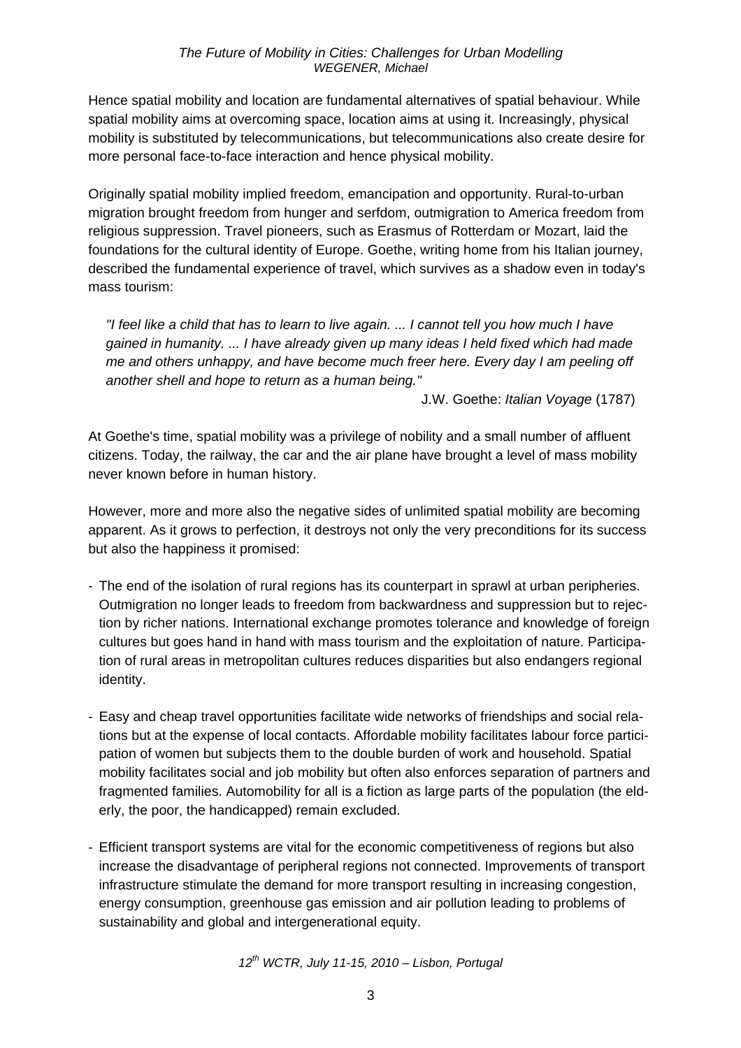Hence spatial mobility and location are fundamental alternatives of spatial behaviour. While spatial mobility aims at overcoming space, location aims at using it. Increasingly, physical mobility is substituted by telecommunications, but telecommunications also create desire for more personal face-to-face interaction and hence physical mobility.

Originally spatial mobility implied freedom, emancipation and opportunity. Rural-to-urban migration brought freedom from hunger and serfdom, outmigration to America freedom from religious suppression. Travel pioneers, such as Erasmus of Rotterdam or Mozart, laid the foundations for the cultural identity of Europe. Goethe, writing home from his Italian journey, described the fundamental experience of travel, which survives as a shadow even in today's mass tourism:

> *"I feel like a child that has to learn to live again. ... I cannot tell you how much I have gained in humanity. ... I have already given up many ideas I held fixed which had made me and others unhappy, and have become much freer here. Every day I am peeling off another shell and hope to return as a human being."*
>
> J.W. Goethe: *Italian Voyage* (1787)

At Goethe's time, spatial mobility was a privilege of nobility and a small number of affluent citizens. Today, the railway, the car and the air plane have brought a level of mass mobility never known before in human history.

However, more and more also the negative sides of unlimited spatial mobility are becoming apparent. As it grows to perfection, it destroys not only the very preconditions for its success but also the happiness it promised:

- The end of the isolation of rural regions has its counterpart in sprawl at urban peripheries. Outmigration no longer leads to freedom from backwardness and suppression but to rejection by richer nations. International exchange promotes tolerance and knowledge of foreign cultures but goes hand in hand with mass tourism and the exploitation of nature. Participation of rural areas in metropolitan cultures reduces disparities but also endangers regional identity.

- Easy and cheap travel opportunities facilitate wide networks of friendships and social relations but at the expense of local contacts. Affordable mobility facilitates labour force participation of women but subjects them to the double burden of work and household. Spatial mobility facilitates social and job mobility but often also enforces separation of partners and fragmented families. Automobility for all is a fiction as large parts of the population (the elderly, the poor, the handicapped) remain excluded.

- Efficient transport systems are vital for the economic competitiveness of regions but also increase the disadvantage of peripheral regions not connected. Improvements of transport infrastructure stimulate the demand for more transport resulting in increasing congestion, energy consumption, greenhouse gas emission and air pollution leading to problems of sustainability and global and intergenerational equity.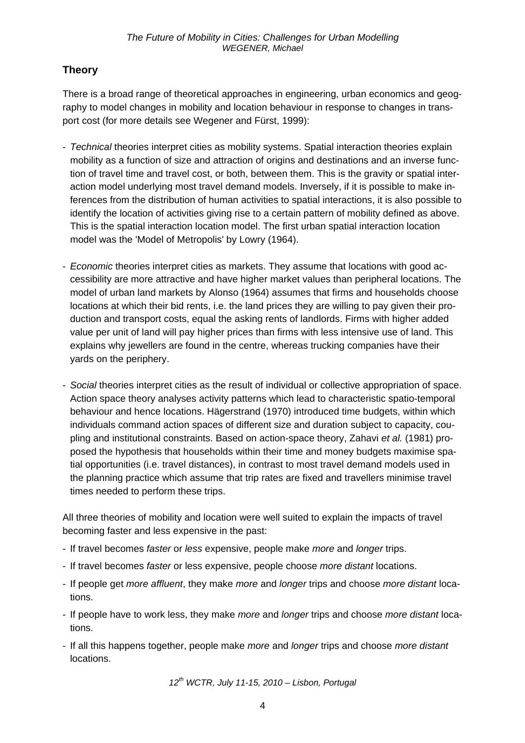## Theory

There is a broad range of theoretical approaches in engineering, urban economics and geography to model changes in mobility and location behaviour in response to changes in transport cost (for more details see Wegener and Fürst, 1999):

- *Technical* theories interpret cities as mobility systems. Spatial interaction theories explain mobility as a function of size and attraction of origins and destinations and an inverse function of travel time and travel cost, or both, between them. This is the gravity or spatial interaction model underlying most travel demand models. Inversely, if it is possible to make inferences from the distribution of human activities to spatial interactions, it is also possible to identify the location of activities giving rise to a certain pattern of mobility defined as above. This is the spatial interaction location model. The first urban spatial interaction location model was the 'Model of Metropolis' by Lowry (1964).

- *Economic* theories interpret cities as markets. They assume that locations with good accessibility are more attractive and have higher market values than peripheral locations. The model of urban land markets by Alonso (1964) assumes that firms and households choose locations at which their bid rents, i.e. the land prices they are willing to pay given their production and transport costs, equal the asking rents of landlords. Firms with higher added value per unit of land will pay higher prices than firms with less intensive use of land. This explains why jewellers are found in the centre, whereas trucking companies have their yards on the periphery.

- *Social* theories interpret cities as the result of individual or collective appropriation of space. Action space theory analyses activity patterns which lead to characteristic spatio-temporal behaviour and hence locations. Hägerstrand (1970) introduced time budgets, within which individuals command action spaces of different size and duration subject to capacity, coupling and institutional constraints. Based on action-space theory, Zahavi *et al.* (1981) proposed the hypothesis that households within their time and money budgets maximise spatial opportunities (i.e. travel distances), in contrast to most travel demand models used in the planning practice which assume that trip rates are fixed and travellers minimise travel times needed to perform these trips.

All three theories of mobility and location were well suited to explain the impacts of travel becoming faster and less expensive in the past:

- If travel becomes *faster* or *less* expensive, people make *more* and *longer* trips.
- If travel becomes *faster* or less expensive, people choose *more distant* locations.
- If people get *more affluent*, they make *more* and *longer* trips and choose *more distant* locations.
- If people have to work less, they make *more* and *longer* trips and choose *more distant* locations.
- If all this happens together, people make *more* and *longer* trips and choose *more distant* locations.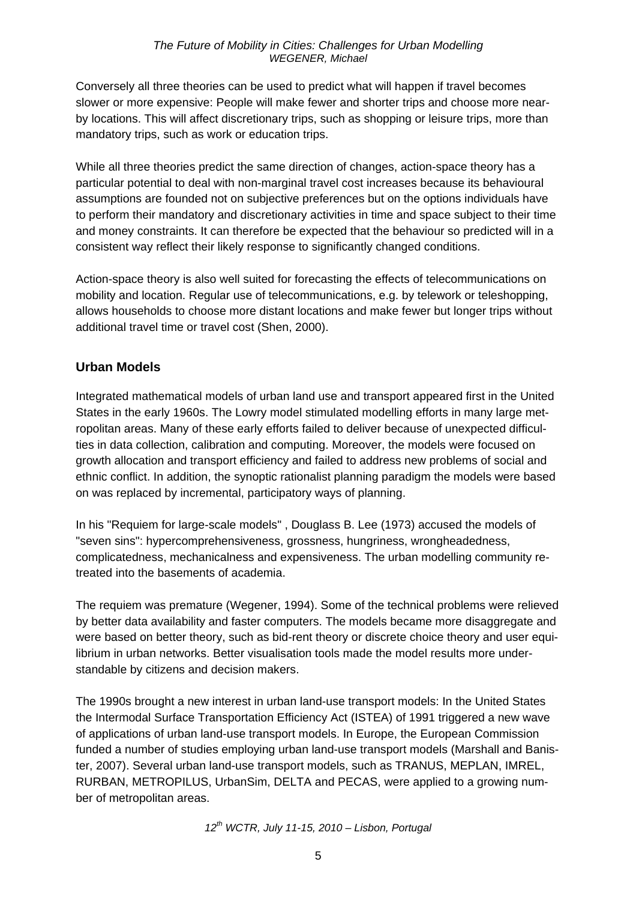Conversely all three theories can be used to predict what will happen if travel becomes slower or more expensive: People will make fewer and shorter trips and choose more nearby locations. This will affect discretionary trips, such as shopping or leisure trips, more than mandatory trips, such as work or education trips.

While all three theories predict the same direction of changes, action-space theory has a particular potential to deal with non-marginal travel cost increases because its behavioural assumptions are founded not on subjective preferences but on the options individuals have to perform their mandatory and discretionary activities in time and space subject to their time and money constraints. It can therefore be expected that the behaviour so predicted will in a consistent way reflect their likely response to significantly changed conditions.

Action-space theory is also well suited for forecasting the effects of telecommunications on mobility and location. Regular use of telecommunications, e.g. by telework or teleshopping, allows households to choose more distant locations and make fewer but longer trips without additional travel time or travel cost (Shen, 2000).

## Urban Models

Integrated mathematical models of urban land use and transport appeared first in the United States in the early 1960s. The Lowry model stimulated modelling efforts in many large metropolitan areas. Many of these early efforts failed to deliver because of unexpected difficulties in data collection, calibration and computing. Moreover, the models were focused on growth allocation and transport efficiency and failed to address new problems of social and ethnic conflict. In addition, the synoptic rationalist planning paradigm the models were based on was replaced by incremental, participatory ways of planning.

In his "Requiem for large-scale models" , Douglass B. Lee (1973) accused the models of "seven sins": hypercomprehensiveness, grossness, hungriness, wrongheadedness, complicatedness, mechanicalness and expensiveness. The urban modelling community retreated into the basements of academia.

The requiem was premature (Wegener, 1994). Some of the technical problems were relieved by better data availability and faster computers. The models became more disaggregate and were based on better theory, such as bid-rent theory or discrete choice theory and user equilibrium in urban networks. Better visualisation tools made the model results more understandable by citizens and decision makers.

The 1990s brought a new interest in urban land-use transport models: In the United States the Intermodal Surface Transportation Efficiency Act (ISTEA) of 1991 triggered a new wave of applications of urban land-use transport models. In Europe, the European Commission funded a number of studies employing urban land-use transport models (Marshall and Banister, 2007). Several urban land-use transport models, such as TRANUS, MEPLAN, IMREL, RURBAN, METROPILUS, UrbanSim, DELTA and PECAS, were applied to a growing number of metropolitan areas.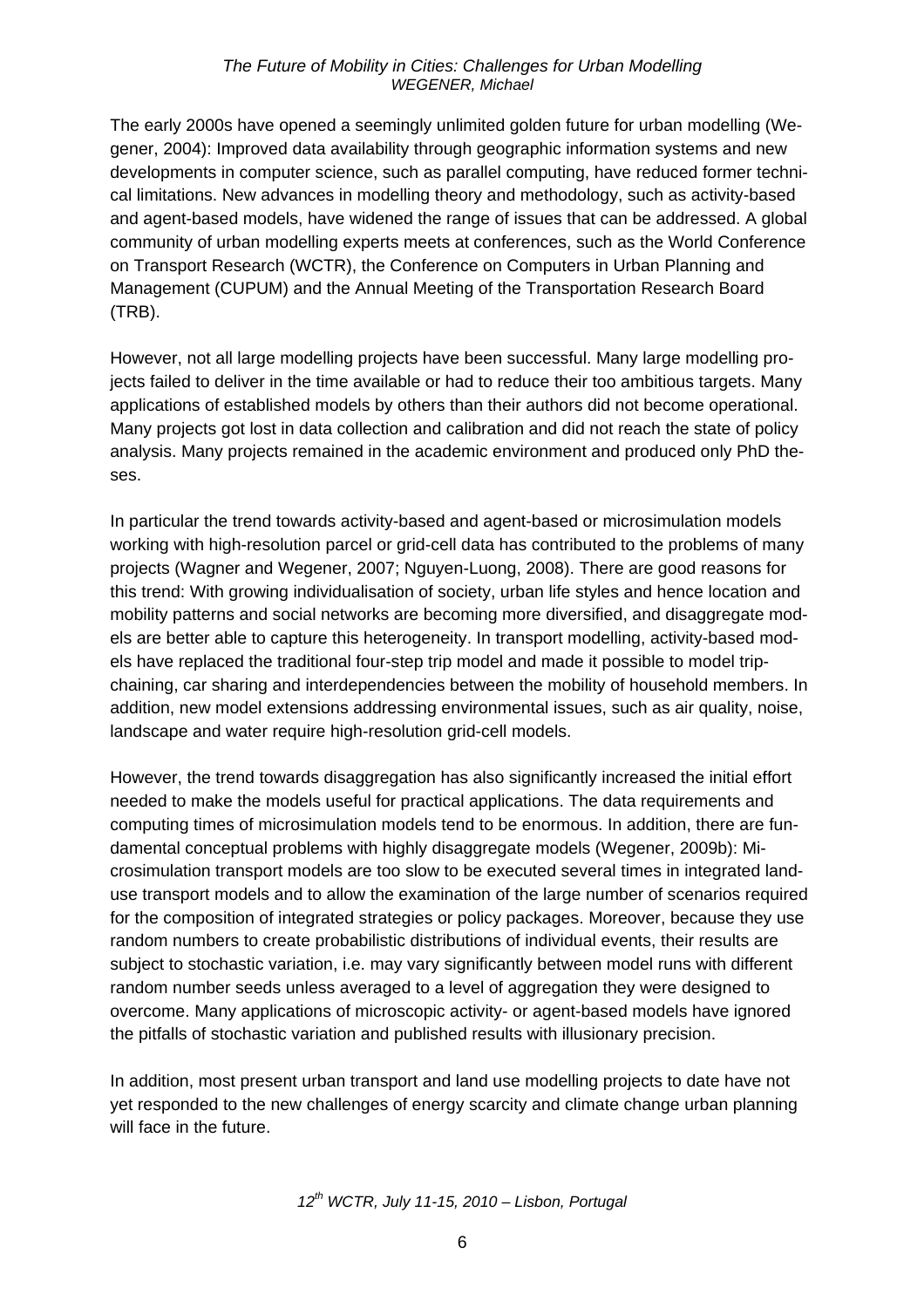The early 2000s have opened a seemingly unlimited golden future for urban modelling (Wegener, 2004): Improved data availability through geographic information systems and new developments in computer science, such as parallel computing, have reduced former technical limitations. New advances in modelling theory and methodology, such as activity-based and agent-based models, have widened the range of issues that can be addressed. A global community of urban modelling experts meets at conferences, such as the World Conference on Transport Research (WCTR), the Conference on Computers in Urban Planning and Management (CUPUM) and the Annual Meeting of the Transportation Research Board (TRB).

However, not all large modelling projects have been successful. Many large modelling projects failed to deliver in the time available or had to reduce their too ambitious targets. Many applications of established models by others than their authors did not become operational. Many projects got lost in data collection and calibration and did not reach the state of policy analysis. Many projects remained in the academic environment and produced only PhD theses.

In particular the trend towards activity-based and agent-based or microsimulation models working with high-resolution parcel or grid-cell data has contributed to the problems of many projects (Wagner and Wegener, 2007; Nguyen-Luong, 2008). There are good reasons for this trend: With growing individualisation of society, urban life styles and hence location and mobility patterns and social networks are becoming more diversified, and disaggregate models are better able to capture this heterogeneity. In transport modelling, activity-based models have replaced the traditional four-step trip model and made it possible to model trip-chaining, car sharing and interdependencies between the mobility of household members. In addition, new model extensions addressing environmental issues, such as air quality, noise, landscape and water require high-resolution grid-cell models.

However, the trend towards disaggregation has also significantly increased the initial effort needed to make the models useful for practical applications. The data requirements and computing times of microsimulation models tend to be enormous. In addition, there are fundamental conceptual problems with highly disaggregate models (Wegener, 2009b): Microsimulation transport models are too slow to be executed several times in integrated land-use transport models and to allow the examination of the large number of scenarios required for the composition of integrated strategies or policy packages. Moreover, because they use random numbers to create probabilistic distributions of individual events, their results are subject to stochastic variation, i.e. may vary significantly between model runs with different random number seeds unless averaged to a level of aggregation they were designed to overcome. Many applications of microscopic activity- or agent-based models have ignored the pitfalls of stochastic variation and published results with illusionary precision.

In addition, most present urban transport and land use modelling projects to date have not yet responded to the new challenges of energy scarcity and climate change urban planning will face in the future.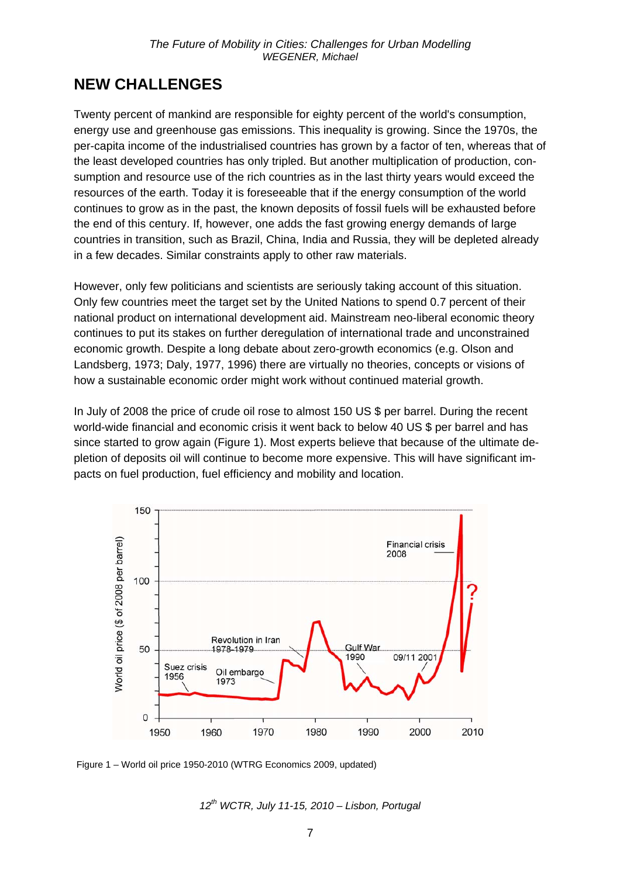## NEW CHALLENGES

Twenty percent of mankind are responsible for eighty percent of the world's consumption, energy use and greenhouse gas emissions. This inequality is growing. Since the 1970s, the per-capita income of the industrialised countries has grown by a factor of ten, whereas that of the least developed countries has only tripled. But another multiplication of production, consumption and resource use of the rich countries as in the last thirty years would exceed the resources of the earth. Today it is foreseeable that if the energy consumption of the world continues to grow as in the past, the known deposits of fossil fuels will be exhausted before the end of this century. If, however, one adds the fast growing energy demands of large countries in transition, such as Brazil, China, India and Russia, they will be depleted already in a few decades. Similar constraints apply to other raw materials.

However, only few politicians and scientists are seriously taking account of this situation. Only few countries meet the target set by the United Nations to spend 0.7 percent of their national product on international development aid. Mainstream neo-liberal economic theory continues to put its stakes on further deregulation of international trade and unconstrained economic growth. Despite a long debate about zero-growth economics (e.g. Olson and Landsberg, 1973; Daly, 1977, 1996) there are virtually no theories, concepts or visions of how a sustainable economic order might work without continued material growth.

In July of 2008 the price of crude oil rose to almost 150 US $ per barrel. During the recent world-wide financial and economic crisis it went back to below 40 US $ per barrel and has since started to grow again (Figure 1). Most experts believe that because of the ultimate depletion of deposits oil will continue to become more expensive. This will have significant impacts on fuel production, fuel efficiency and mobility and location.

Figure 1 – World oil price 1950-2010 (WTRG Economics 2009, updated)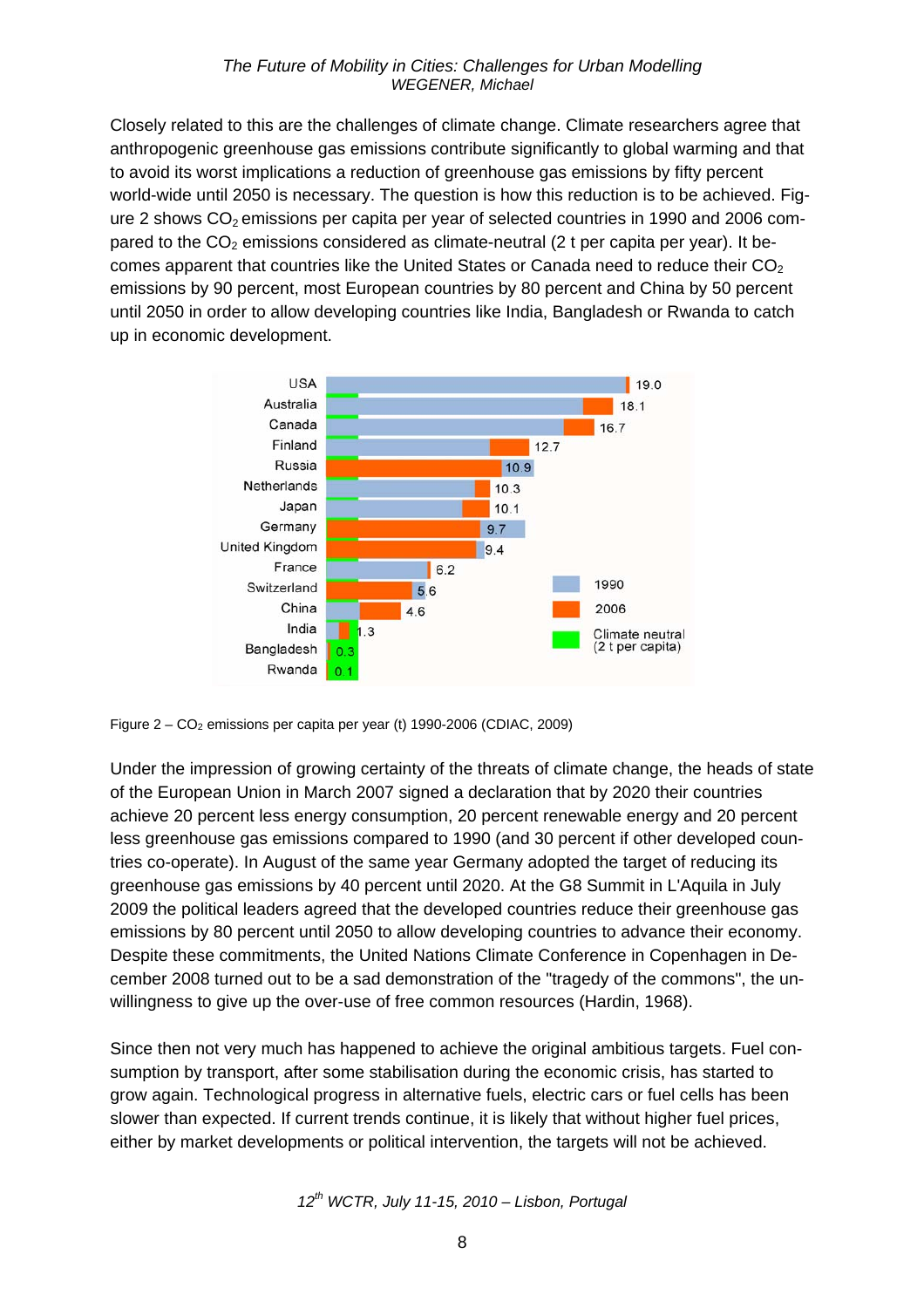Closely related to this are the challenges of climate change. Climate researchers agree that anthropogenic greenhouse gas emissions contribute significantly to global warming and that to avoid its worst implications a reduction of greenhouse gas emissions by fifty percent world-wide until 2050 is necessary. The question is how this reduction is to be achieved. Figure 2 shows $CO_2$ emissions per capita per year of selected countries in 1990 and 2006 compared to the $CO_2$ emissions considered as climate-neutral (2 t per capita per year). It becomes apparent that countries like the United States or Canada need to reduce their $CO_2$ emissions by 90 percent, most European countries by 80 percent and China by 50 percent until 2050 in order to allow developing countries like India, Bangladesh or Rwanda to catch up in economic development.

Figure 2 – $CO_2$ emissions per capita per year (t) 1990-2006 (CDIAC, 2009)

Under the impression of growing certainty of the threats of climate change, the heads of state of the European Union in March 2007 signed a declaration that by 2020 their countries achieve 20 percent less energy consumption, 20 percent renewable energy and 20 percent less greenhouse gas emissions compared to 1990 (and 30 percent if other developed countries co-operate). In August of the same year Germany adopted the target of reducing its greenhouse gas emissions by 40 percent until 2020. At the G8 Summit in L'Aquila in July 2009 the political leaders agreed that the developed countries reduce their greenhouse gas emissions by 80 percent until 2050 to allow developing countries to advance their economy. Despite these commitments, the United Nations Climate Conference in Copenhagen in December 2008 turned out to be a sad demonstration of the "tragedy of the commons", the unwillingness to give up the over-use of free common resources (Hardin, 1968).

Since then not very much has happened to achieve the original ambitious targets. Fuel consumption by transport, after some stabilisation during the economic crisis, has started to grow again. Technological progress in alternative fuels, electric cars or fuel cells has been slower than expected. If current trends continue, it is likely that without higher fuel prices, either by market developments or political intervention, the targets will not be achieved.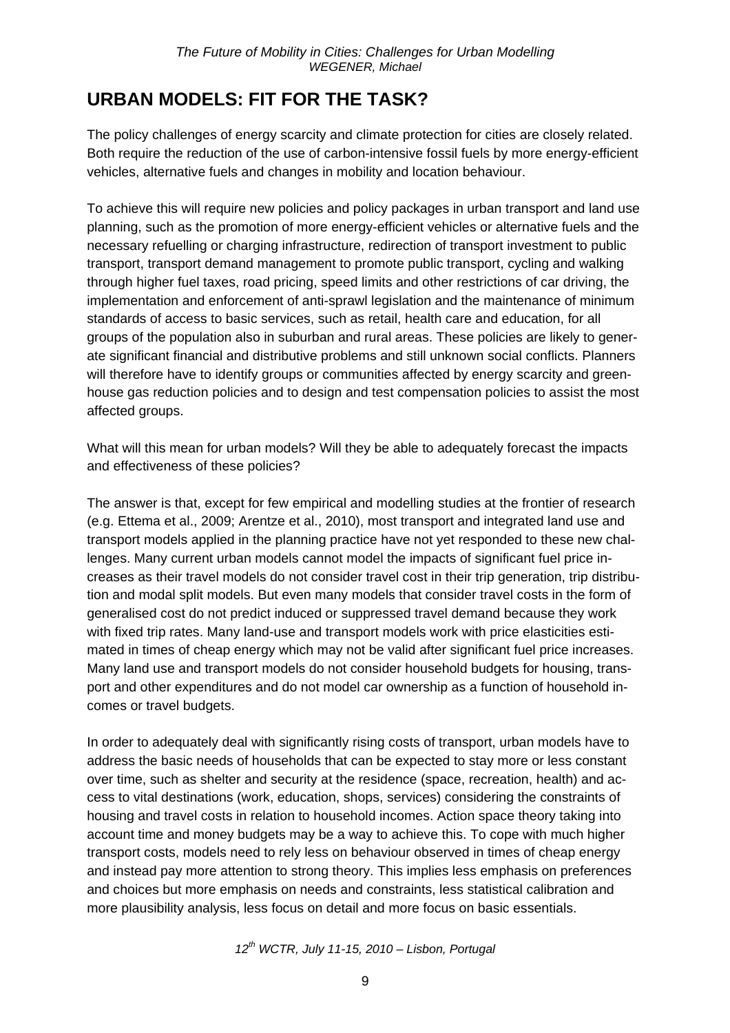## URBAN MODELS: FIT FOR THE TASK?

The policy challenges of energy scarcity and climate protection for cities are closely related. Both require the reduction of the use of carbon-intensive fossil fuels by more energy-efficient vehicles, alternative fuels and changes in mobility and location behaviour.

To achieve this will require new policies and policy packages in urban transport and land use planning, such as the promotion of more energy-efficient vehicles or alternative fuels and the necessary refuelling or charging infrastructure, redirection of transport investment to public transport, transport demand management to promote public transport, cycling and walking through higher fuel taxes, road pricing, speed limits and other restrictions of car driving, the implementation and enforcement of anti-sprawl legislation and the maintenance of minimum standards of access to basic services, such as retail, health care and education, for all groups of the population also in suburban and rural areas. These policies are likely to generate significant financial and distributive problems and still unknown social conflicts. Planners will therefore have to identify groups or communities affected by energy scarcity and greenhouse gas reduction policies and to design and test compensation policies to assist the most affected groups.

What will this mean for urban models? Will they be able to adequately forecast the impacts and effectiveness of these policies?

The answer is that, except for few empirical and modelling studies at the frontier of research (e.g. Ettema et al., 2009; Arentze et al., 2010), most transport and integrated land use and transport models applied in the planning practice have not yet responded to these new challenges. Many current urban models cannot model the impacts of significant fuel price increases as their travel models do not consider travel cost in their trip generation, trip distribution and modal split models. But even many models that consider travel costs in the form of generalised cost do not predict induced or suppressed travel demand because they work with fixed trip rates. Many land-use and transport models work with price elasticities estimated in times of cheap energy which may not be valid after significant fuel price increases. Many land use and transport models do not consider household budgets for housing, transport and other expenditures and do not model car ownership as a function of household incomes or travel budgets.

In order to adequately deal with significantly rising costs of transport, urban models have to address the basic needs of households that can be expected to stay more or less constant over time, such as shelter and security at the residence (space, recreation, health) and access to vital destinations (work, education, shops, services) considering the constraints of housing and travel costs in relation to household incomes. Action space theory taking into account time and money budgets may be a way to achieve this. To cope with much higher transport costs, models need to rely less on behaviour observed in times of cheap energy and instead pay more attention to strong theory. This implies less emphasis on preferences and choices but more emphasis on needs and constraints, less statistical calibration and more plausibility analysis, less focus on detail and more focus on basic essentials.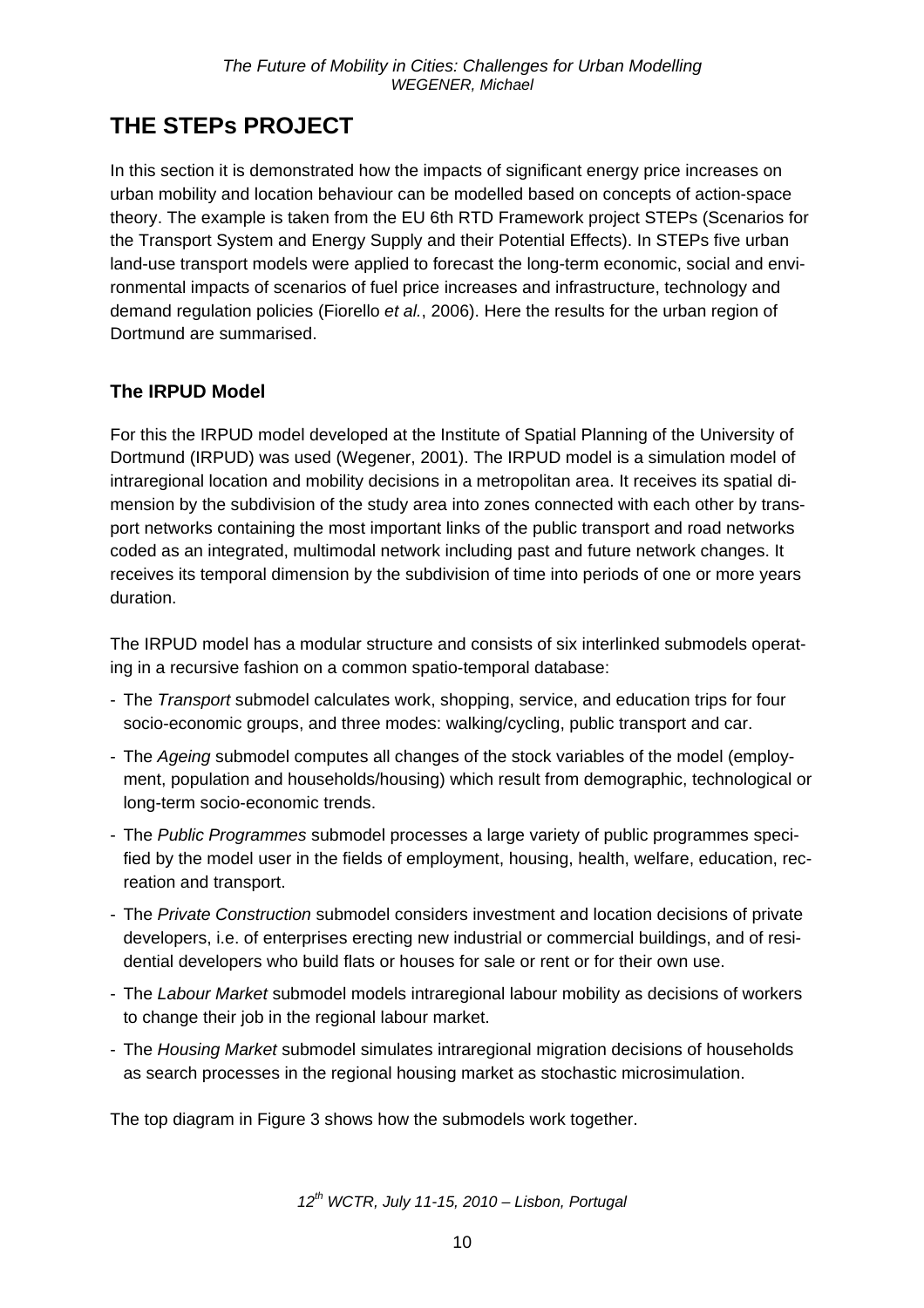# THE STEPs PROJECT

In this section it is demonstrated how the impacts of significant energy price increases on urban mobility and location behaviour can be modelled based on concepts of action-space theory. The example is taken from the EU 6th RTD Framework project STEPs (Scenarios for the Transport System and Energy Supply and their Potential Effects). In STEPs five urban land-use transport models were applied to forecast the long-term economic, social and environmental impacts of scenarios of fuel price increases and infrastructure, technology and demand regulation policies (Fiorello *et al.*, 2006). Here the results for the urban region of Dortmund are summarised.

## The IRPUD Model

For this the IRPUD model developed at the Institute of Spatial Planning of the University of Dortmund (IRPUD) was used (Wegener, 2001). The IRPUD model is a simulation model of intraregional location and mobility decisions in a metropolitan area. It receives its spatial dimension by the subdivision of the study area into zones connected with each other by transport networks containing the most important links of the public transport and road networks coded as an integrated, multimodal network including past and future network changes. It receives its temporal dimension by the subdivision of time into periods of one or more years duration.

The IRPUD model has a modular structure and consists of six interlinked submodels operating in a recursive fashion on a common spatio-temporal database:

- The *Transport* submodel calculates work, shopping, service, and education trips for four socio-economic groups, and three modes: walking/cycling, public transport and car.
- The *Ageing* submodel computes all changes of the stock variables of the model (employment, population and households/housing) which result from demographic, technological or long-term socio-economic trends.
- The *Public Programmes* submodel processes a large variety of public programmes specified by the model user in the fields of employment, housing, health, welfare, education, recreation and transport.
- The *Private Construction* submodel considers investment and location decisions of private developers, i.e. of enterprises erecting new industrial or commercial buildings, and of residential developers who build flats or houses for sale or rent or for their own use.
- The *Labour Market* submodel models intraregional labour mobility as decisions of workers to change their job in the regional labour market.
- The *Housing Market* submodel simulates intraregional migration decisions of households as search processes in the regional housing market as stochastic microsimulation.

The top diagram in Figure 3 shows how the submodels work together.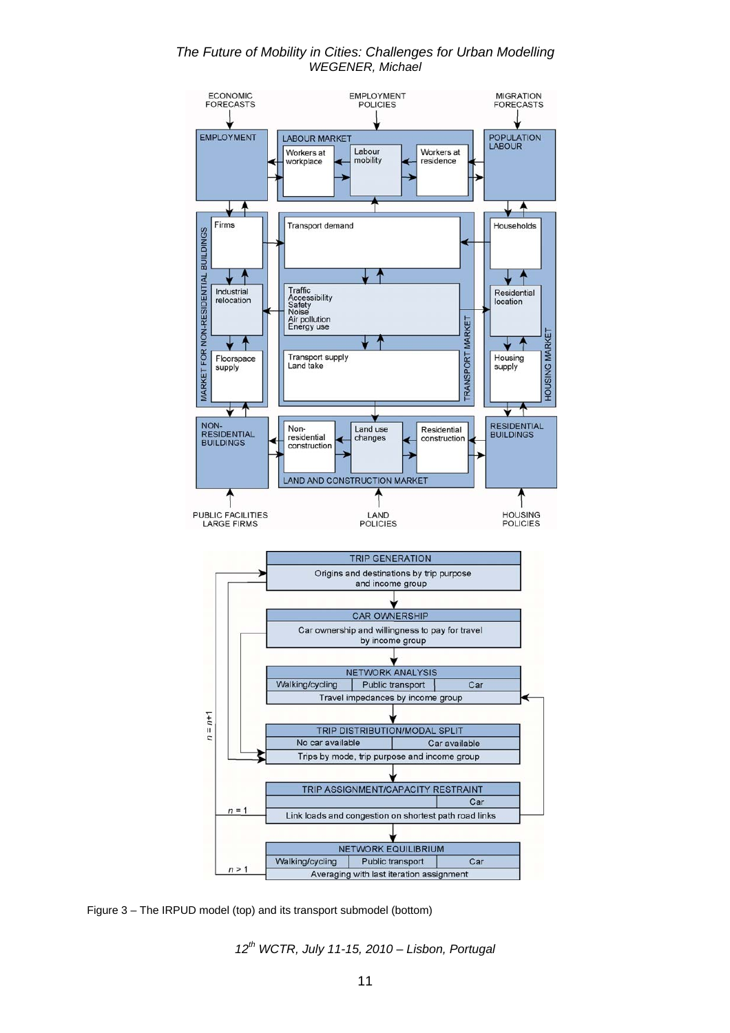Figure 3 – The IRPUD model (top) and its transport submodel (bottom)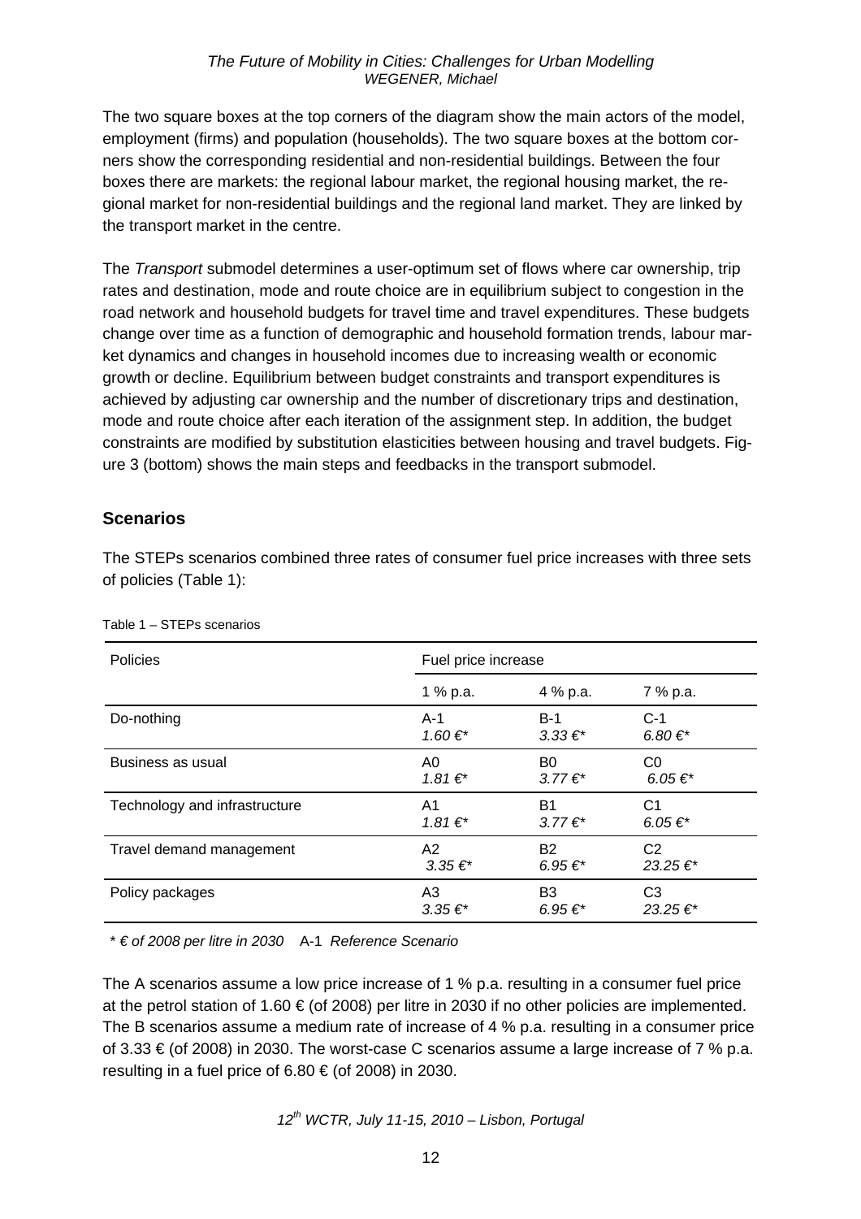The two square boxes at the top corners of the diagram show the main actors of the model, employment (firms) and population (households). The two square boxes at the bottom corners show the corresponding residential and non-residential buildings. Between the four boxes there are markets: the regional labour market, the regional housing market, the regional market for non-residential buildings and the regional land market. They are linked by the transport market in the centre.

The *Transport* submodel determines a user-optimum set of flows where car ownership, trip rates and destination, mode and route choice are in equilibrium subject to congestion in the road network and household budgets for travel time and travel expenditures. These budgets change over time as a function of demographic and household formation trends, labour market dynamics and changes in household incomes due to increasing wealth or economic growth or decline. Equilibrium between budget constraints and transport expenditures is achieved by adjusting car ownership and the number of discretionary trips and destination, mode and route choice after each iteration of the assignment step. In addition, the budget constraints are modified by substitution elasticities between housing and travel budgets. Figure 3 (bottom) shows the main steps and feedbacks in the transport submodel.

## Scenarios

The STEPs scenarios combined three rates of consumer fuel price increases with three sets of policies (Table 1):

Table 1 – STEPs scenarios

| Policies | Fuel price increase | | |
|---|---|---|---|
| | 1 % p.a. | 4 % p.a. | 7 % p.a. |
| Do-nothing | A-1 *1.60 €** | B-1 *3.33 €** | C-1 *6.80 €** |
| Business as usual | A0 *1.81 €** | B0 *3.77 €** | C0 *6.05 €** |
| Technology and infrastructure | A1 *1.81 €** | B1 *3.77 €** | C1 *6.05 €** |
| Travel demand management | A2 *3.35 €** | B2 *6.95 €** | C2 *23.25 €** |
| Policy packages | A3 *3.35 €** | B3 *6.95 €** | C3 *23.25 €** |

*\* € of 2008 per litre in 2030* A-1 *Reference Scenario*

The A scenarios assume a low price increase of 1 % p.a. resulting in a consumer fuel price at the petrol station of 1.60 € (of 2008) per litre in 2030 if no other policies are implemented. The B scenarios assume a medium rate of increase of 4 % p.a. resulting in a consumer price of 3.33 € (of 2008) in 2030. The worst-case C scenarios assume a large increase of 7 % p.a. resulting in a fuel price of 6.80 € (of 2008) in 2030.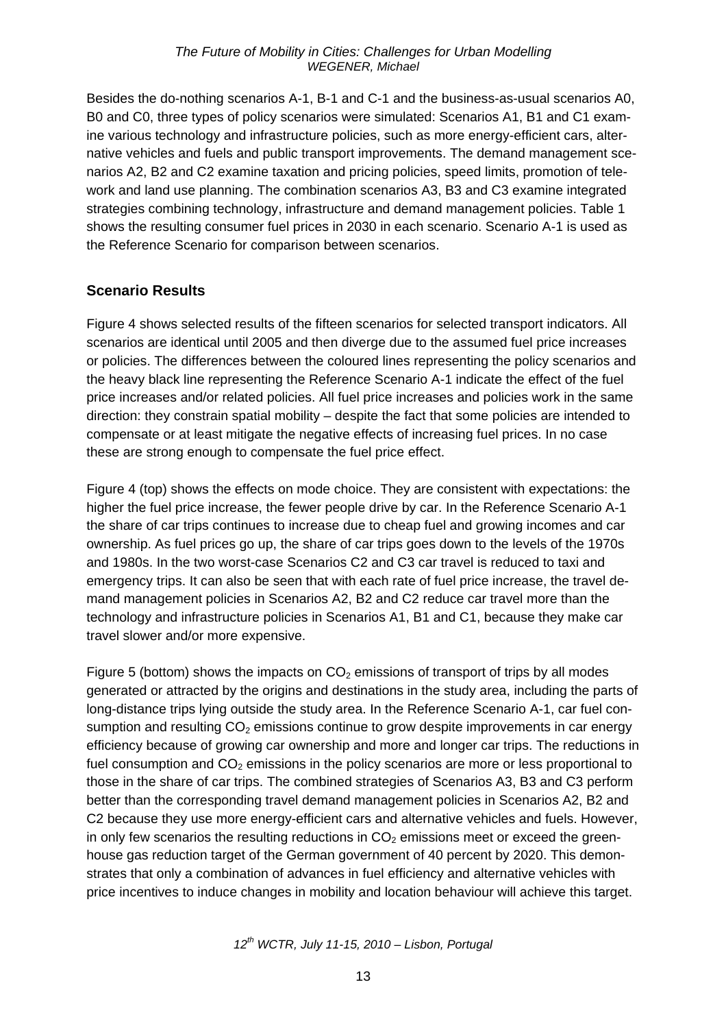Besides the do-nothing scenarios A-1, B-1 and C-1 and the business-as-usual scenarios A0, B0 and C0, three types of policy scenarios were simulated: Scenarios A1, B1 and C1 examine various technology and infrastructure policies, such as more energy-efficient cars, alternative vehicles and fuels and public transport improvements. The demand management scenarios A2, B2 and C2 examine taxation and pricing policies, speed limits, promotion of telework and land use planning. The combination scenarios A3, B3 and C3 examine integrated strategies combining technology, infrastructure and demand management policies. Table 1 shows the resulting consumer fuel prices in 2030 in each scenario. Scenario A-1 is used as the Reference Scenario for comparison between scenarios.

## Scenario Results

Figure 4 shows selected results of the fifteen scenarios for selected transport indicators. All scenarios are identical until 2005 and then diverge due to the assumed fuel price increases or policies. The differences between the coloured lines representing the policy scenarios and the heavy black line representing the Reference Scenario A-1 indicate the effect of the fuel price increases and/or related policies. All fuel price increases and policies work in the same direction: they constrain spatial mobility – despite the fact that some policies are intended to compensate or at least mitigate the negative effects of increasing fuel prices. In no case these are strong enough to compensate the fuel price effect.

Figure 4 (top) shows the effects on mode choice. They are consistent with expectations: the higher the fuel price increase, the fewer people drive by car. In the Reference Scenario A-1 the share of car trips continues to increase due to cheap fuel and growing incomes and car ownership. As fuel prices go up, the share of car trips goes down to the levels of the 1970s and 1980s. In the two worst-case Scenarios C2 and C3 car travel is reduced to taxi and emergency trips. It can also be seen that with each rate of fuel price increase, the travel demand management policies in Scenarios A2, B2 and C2 reduce car travel more than the technology and infrastructure policies in Scenarios A1, B1 and C1, because they make car travel slower and/or more expensive.

Figure 5 (bottom) shows the impacts on $CO_2$ emissions of transport of trips by all modes generated or attracted by the origins and destinations in the study area, including the parts of long-distance trips lying outside the study area. In the Reference Scenario A-1, car fuel consumption and resulting $CO_2$ emissions continue to grow despite improvements in car energy efficiency because of growing car ownership and more and longer car trips. The reductions in fuel consumption and $CO_2$ emissions in the policy scenarios are more or less proportional to those in the share of car trips. The combined strategies of Scenarios A3, B3 and C3 perform better than the corresponding travel demand management policies in Scenarios A2, B2 and C2 because they use more energy-efficient cars and alternative vehicles and fuels. However, in only few scenarios the resulting reductions in $CO_2$ emissions meet or exceed the greenhouse gas reduction target of the German government of 40 percent by 2020. This demonstrates that only a combination of advances in fuel efficiency and alternative vehicles with price incentives to induce changes in mobility and location behaviour will achieve this target.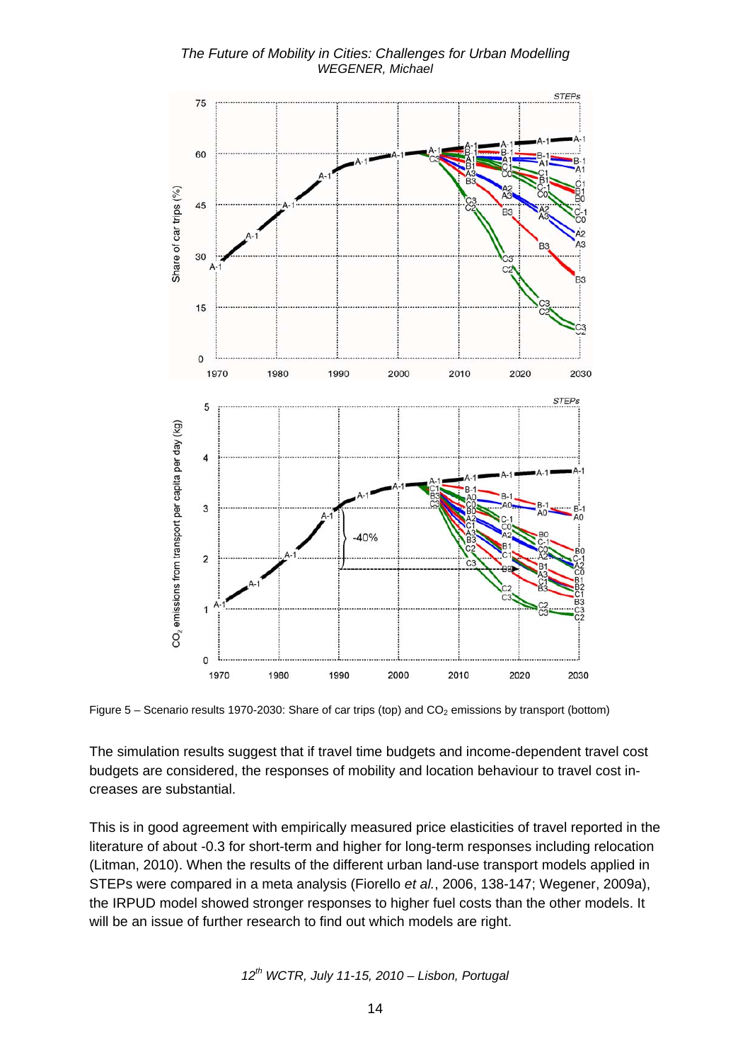Figure 5 – Scenario results 1970-2030: Share of car trips (top) and $CO_2$ emissions by transport (bottom)

The simulation results suggest that if travel time budgets and income-dependent travel cost budgets are considered, the responses of mobility and location behaviour to travel cost increases are substantial.

This is in good agreement with empirically measured price elasticities of travel reported in the literature of about -0.3 for short-term and higher for long-term responses including relocation (Litman, 2010). When the results of the different urban land-use transport models applied in STEPs were compared in a meta analysis (Fiorello *et al.*, 2006, 138-147; Wegener, 2009a), the IRPUD model showed stronger responses to higher fuel costs than the other models. It will be an issue of further research to find out which models are right.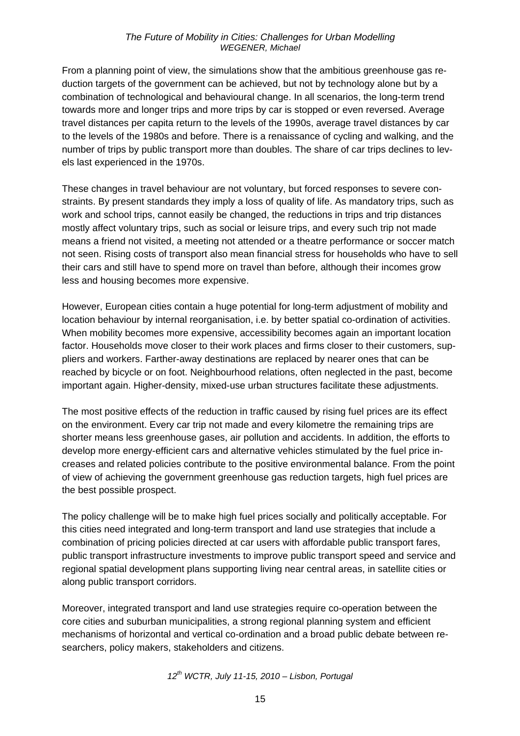From a planning point of view, the simulations show that the ambitious greenhouse gas reduction targets of the government can be achieved, but not by technology alone but by a combination of technological and behavioural change. In all scenarios, the long-term trend towards more and longer trips and more trips by car is stopped or even reversed. Average travel distances per capita return to the levels of the 1990s, average travel distances by car to the levels of the 1980s and before. There is a renaissance of cycling and walking, and the number of trips by public transport more than doubles. The share of car trips declines to levels last experienced in the 1970s.

These changes in travel behaviour are not voluntary, but forced responses to severe constraints. By present standards they imply a loss of quality of life. As mandatory trips, such as work and school trips, cannot easily be changed, the reductions in trips and trip distances mostly affect voluntary trips, such as social or leisure trips, and every such trip not made means a friend not visited, a meeting not attended or a theatre performance or soccer match not seen. Rising costs of transport also mean financial stress for households who have to sell their cars and still have to spend more on travel than before, although their incomes grow less and housing becomes more expensive.

However, European cities contain a huge potential for long-term adjustment of mobility and location behaviour by internal reorganisation, i.e. by better spatial co-ordination of activities. When mobility becomes more expensive, accessibility becomes again an important location factor. Households move closer to their work places and firms closer to their customers, suppliers and workers. Farther-away destinations are replaced by nearer ones that can be reached by bicycle or on foot. Neighbourhood relations, often neglected in the past, become important again. Higher-density, mixed-use urban structures facilitate these adjustments.

The most positive effects of the reduction in traffic caused by rising fuel prices are its effect on the environment. Every car trip not made and every kilometre the remaining trips are shorter means less greenhouse gases, air pollution and accidents. In addition, the efforts to develop more energy-efficient cars and alternative vehicles stimulated by the fuel price increases and related policies contribute to the positive environmental balance. From the point of view of achieving the government greenhouse gas reduction targets, high fuel prices are the best possible prospect.

The policy challenge will be to make high fuel prices socially and politically acceptable. For this cities need integrated and long-term transport and land use strategies that include a combination of pricing policies directed at car users with affordable public transport fares, public transport infrastructure investments to improve public transport speed and service and regional spatial development plans supporting living near central areas, in satellite cities or along public transport corridors.

Moreover, integrated transport and land use strategies require co-operation between the core cities and suburban municipalities, a strong regional planning system and efficient mechanisms of horizontal and vertical co-ordination and a broad public debate between researchers, policy makers, stakeholders and citizens.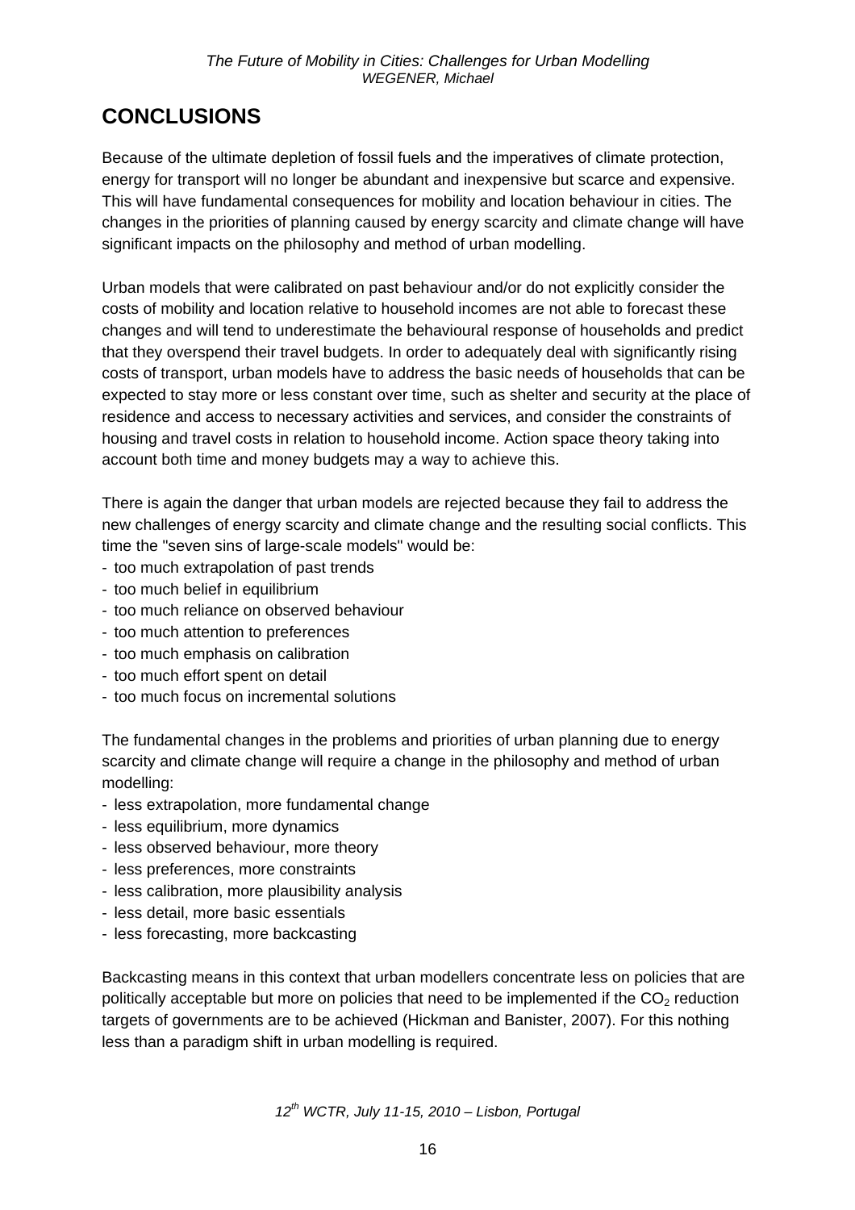## CONCLUSIONS

Because of the ultimate depletion of fossil fuels and the imperatives of climate protection, energy for transport will no longer be abundant and inexpensive but scarce and expensive. This will have fundamental consequences for mobility and location behaviour in cities. The changes in the priorities of planning caused by energy scarcity and climate change will have significant impacts on the philosophy and method of urban modelling.

Urban models that were calibrated on past behaviour and/or do not explicitly consider the costs of mobility and location relative to household incomes are not able to forecast these changes and will tend to underestimate the behavioural response of households and predict that they overspend their travel budgets. In order to adequately deal with significantly rising costs of transport, urban models have to address the basic needs of households that can be expected to stay more or less constant over time, such as shelter and security at the place of residence and access to necessary activities and services, and consider the constraints of housing and travel costs in relation to household income. Action space theory taking into account both time and money budgets may a way to achieve this.

There is again the danger that urban models are rejected because they fail to address the new challenges of energy scarcity and climate change and the resulting social conflicts. This time the "seven sins of large-scale models" would be:

- too much extrapolation of past trends
- too much belief in equilibrium
- too much reliance on observed behaviour
- too much attention to preferences
- too much emphasis on calibration
- too much effort spent on detail
- too much focus on incremental solutions

The fundamental changes in the problems and priorities of urban planning due to energy scarcity and climate change will require a change in the philosophy and method of urban modelling:

- less extrapolation, more fundamental change
- less equilibrium, more dynamics
- less observed behaviour, more theory
- less preferences, more constraints
- less calibration, more plausibility analysis
- less detail, more basic essentials
- less forecasting, more backcasting

Backcasting means in this context that urban modellers concentrate less on policies that are politically acceptable but more on policies that need to be implemented if the $CO_2$ reduction targets of governments are to be achieved (Hickman and Banister, 2007). For this nothing less than a paradigm shift in urban modelling is required.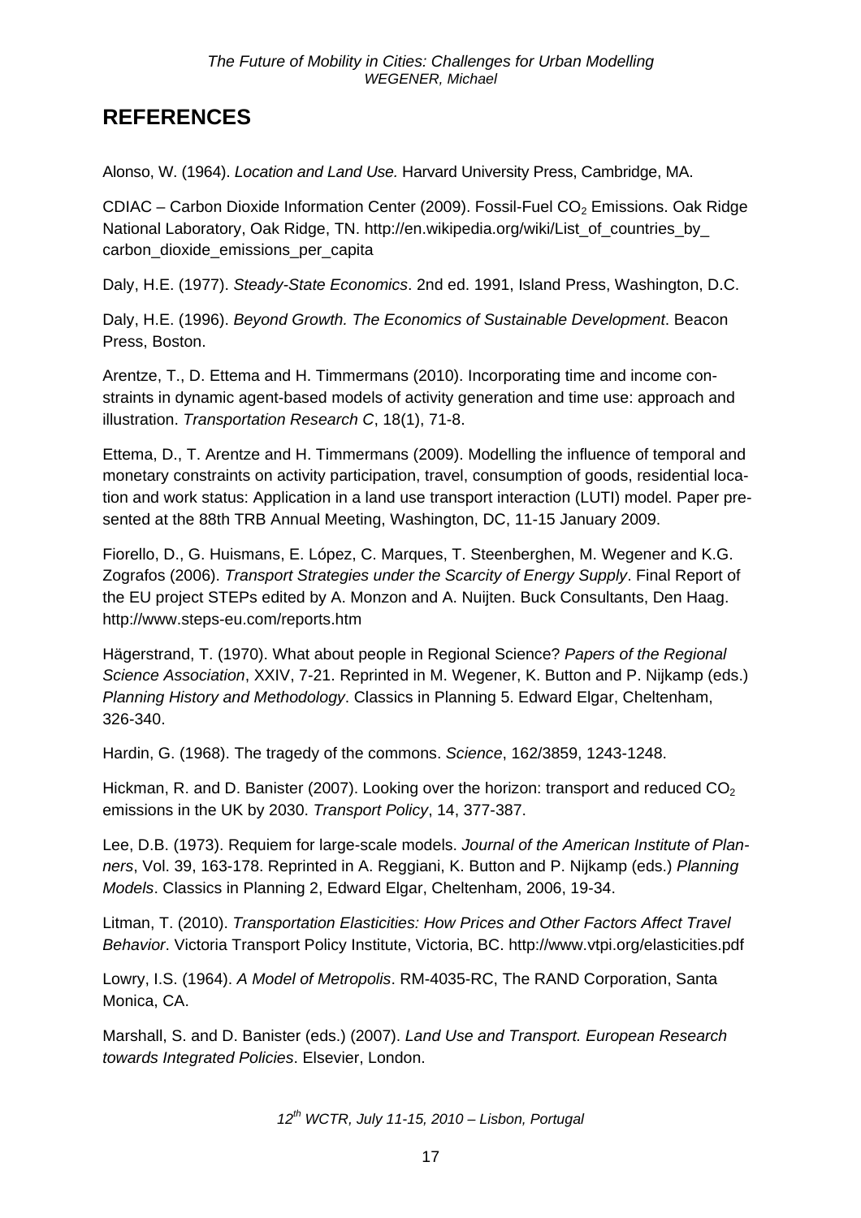## REFERENCES

Alonso, W. (1964). *Location and Land Use.* Harvard University Press, Cambridge, MA.

CDIAC – Carbon Dioxide Information Center (2009). Fossil-Fuel $CO_2$ Emissions. Oak Ridge National Laboratory, Oak Ridge, TN. http://en.wikipedia.org/wiki/List_of_countries_by_carbon_dioxide_emissions_per_capita

Daly, H.E. (1977). *Steady-State Economics*. 2nd ed. 1991, Island Press, Washington, D.C.

Daly, H.E. (1996). *Beyond Growth. The Economics of Sustainable Development*. Beacon Press, Boston.

Arentze, T., D. Ettema and H. Timmermans (2010). Incorporating time and income constraints in dynamic agent-based models of activity generation and time use: approach and illustration. *Transportation Research C*, 18(1), 71-8.

Ettema, D., T. Arentze and H. Timmermans (2009). Modelling the influence of temporal and monetary constraints on activity participation, travel, consumption of goods, residential location and work status: Application in a land use transport interaction (LUTI) model. Paper presented at the 88th TRB Annual Meeting, Washington, DC, 11-15 January 2009.

Fiorello, D., G. Huismans, E. López, C. Marques, T. Steenberghen, M. Wegener and K.G. Zografos (2006). *Transport Strategies under the Scarcity of Energy Supply*. Final Report of the EU project STEPs edited by A. Monzon and A. Nuijten. Buck Consultants, Den Haag. http://www.steps-eu.com/reports.htm

Hägerstrand, T. (1970). What about people in Regional Science? *Papers of the Regional Science Association*, XXIV, 7-21. Reprinted in M. Wegener, K. Button and P. Nijkamp (eds.) *Planning History and Methodology*. Classics in Planning 5. Edward Elgar, Cheltenham, 326-340.

Hardin, G. (1968). The tragedy of the commons. *Science*, 162/3859, 1243-1248.

Hickman, R. and D. Banister (2007). Looking over the horizon: transport and reduced $CO_2$ emissions in the UK by 2030. *Transport Policy*, 14, 377-387.

Lee, D.B. (1973). Requiem for large-scale models. *Journal of the American Institute of Planners*, Vol. 39, 163-178. Reprinted in A. Reggiani, K. Button and P. Nijkamp (eds.) *Planning Models*. Classics in Planning 2, Edward Elgar, Cheltenham, 2006, 19-34.

Litman, T. (2010). *Transportation Elasticities: How Prices and Other Factors Affect Travel Behavior*. Victoria Transport Policy Institute, Victoria, BC. http://www.vtpi.org/elasticities.pdf

Lowry, I.S. (1964). *A Model of Metropolis*. RM-4035-RC, The RAND Corporation, Santa Monica, CA.

Marshall, S. and D. Banister (eds.) (2007). *Land Use and Transport. European Research towards Integrated Policies*. Elsevier, London.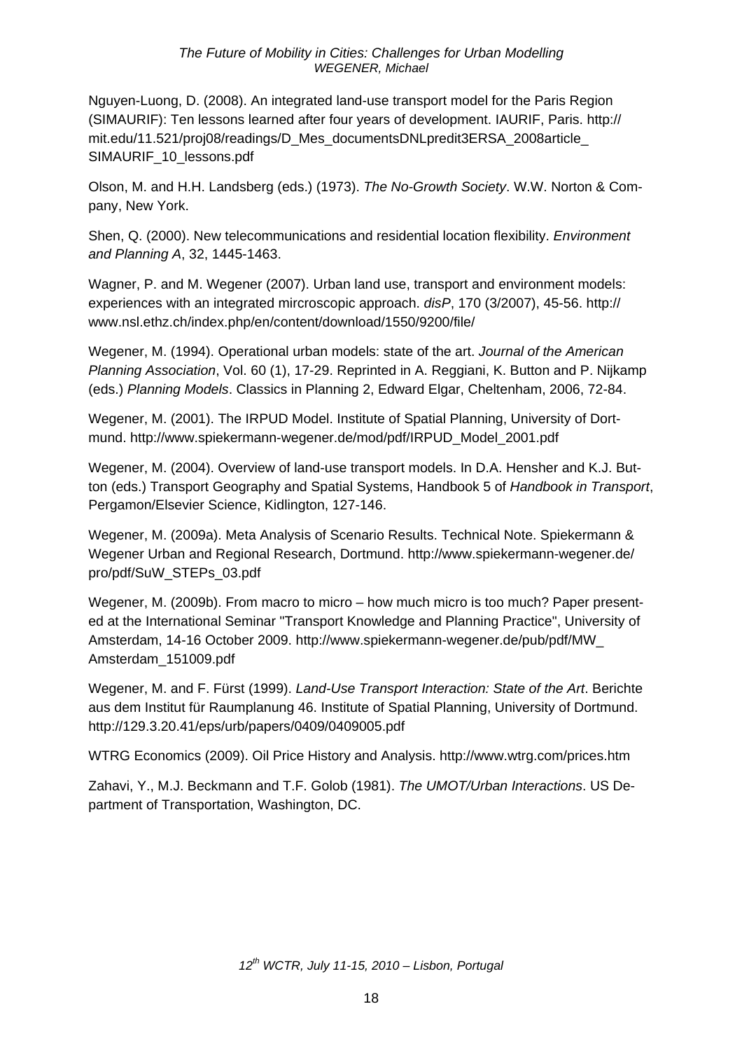Nguyen-Luong, D. (2008). An integrated land-use transport model for the Paris Region (SIMAURIF): Ten lessons learned after four years of development. IAURIF, Paris. http://mit.edu/11.521/proj08/readings/D_Mes_documentsDNLpredit3ERSA_2008article_SIMAURIF_10_lessons.pdf

Olson, M. and H.H. Landsberg (eds.) (1973). *The No-Growth Society*. W.W. Norton & Company, New York.

Shen, Q. (2000). New telecommunications and residential location flexibility. *Environment and Planning A*, 32, 1445-1463.

Wagner, P. and M. Wegener (2007). Urban land use, transport and environment models: experiences with an integrated mircroscopic approach. *disP*, 170 (3/2007), 45-56. http://www.nsl.ethz.ch/index.php/en/content/download/1550/9200/file/

Wegener, M. (1994). Operational urban models: state of the art. *Journal of the American Planning Association*, Vol. 60 (1), 17-29. Reprinted in A. Reggiani, K. Button and P. Nijkamp (eds.) *Planning Models*. Classics in Planning 2, Edward Elgar, Cheltenham, 2006, 72-84.

Wegener, M. (2001). The IRPUD Model. Institute of Spatial Planning, University of Dortmund. http://www.spiekermann-wegener.de/mod/pdf/IRPUD_Model_2001.pdf

Wegener, M. (2004). Overview of land-use transport models. In D.A. Hensher and K.J. Button (eds.) Transport Geography and Spatial Systems, Handbook 5 of *Handbook in Transport*, Pergamon/Elsevier Science, Kidlington, 127-146.

Wegener, M. (2009a). Meta Analysis of Scenario Results. Technical Note. Spiekermann & Wegener Urban and Regional Research, Dortmund. http://www.spiekermann-wegener.de/pro/pdf/SuW_STEPs_03.pdf

Wegener, M. (2009b). From macro to micro – how much micro is too much? Paper presented at the International Seminar "Transport Knowledge and Planning Practice", University of Amsterdam, 14-16 October 2009. http://www.spiekermann-wegener.de/pub/pdf/MW_Amsterdam_151009.pdf

Wegener, M. and F. Fürst (1999). *Land-Use Transport Interaction: State of the Art*. Berichte aus dem Institut für Raumplanung 46. Institute of Spatial Planning, University of Dortmund. http://129.3.20.41/eps/urb/papers/0409/0409005.pdf

WTRG Economics (2009). Oil Price History and Analysis. http://www.wtrg.com/prices.htm

Zahavi, Y., M.J. Beckmann and T.F. Golob (1981). *The UMOT/Urban Interactions*. US Department of Transportation, Washington, DC.